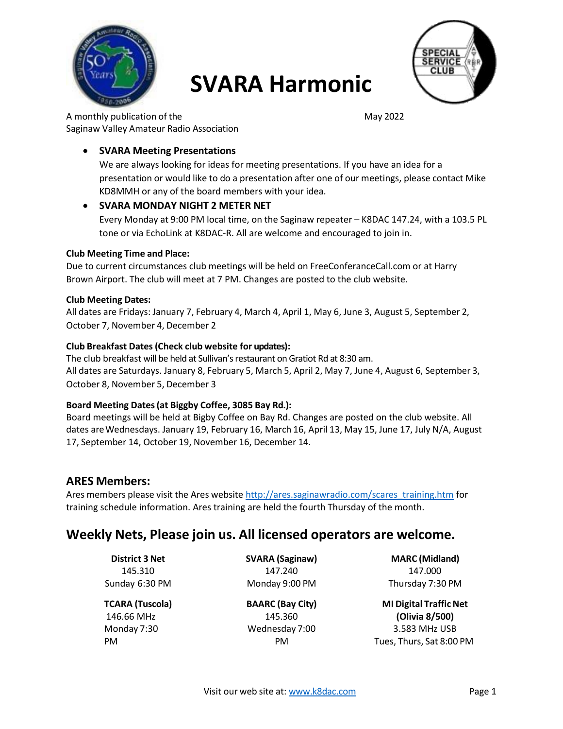# SVARA Harmonic

A monthly publication of the
Saginaw Valley Amateur Radio Association

May 2022

- **SVARA Meeting Presentations**
  We are always looking for ideas for meeting presentations. If you have an idea for a presentation or would like to do a presentation after one of our meetings, please contact Mike KD8MMH or any of the board members with your idea.
- **SVARA MONDAY NIGHT 2 METER NET**
  Every Monday at 9:00 PM local time, on the Saginaw repeater – K8DAC 147.24, with a 103.5 PL tone or via EchoLink at K8DAC-R. All are welcome and encouraged to join in.

**Club Meeting Time and Place:**
Due to current circumstances club meetings will be held on FreeConferanceCall.com or at Harry Brown Airport. The club will meet at 7 PM. Changes are posted to the club website.

**Club Meeting Dates:**
All dates are Fridays: January 7, February 4, March 4, April 1, May 6, June 3, August 5, September 2, October 7, November 4, December 2

**Club Breakfast Dates (Check club website for updates):**
The club breakfast will be held at Sullivan's restaurant on Gratiot Rd at 8:30 am.
All dates are Saturdays. January 8, February 5, March 5, April 2, May 7, June 4, August 6, September 3, October 8, November 5, December 3

**Board Meeting Dates (at Biggby Coffee, 3085 Bay Rd.):**
Board meetings will be held at Bigby Coffee on Bay Rd. Changes are posted on the club website. All dates are Wednesdays. January 19, February 16, March 16, April 13, May 15, June 17, July N/A, August 17, September 14, October 19, November 16, December 14.

## ARES Members:

Ares members please visit the Ares website http://ares.saginawradio.com/scares_training.htm for training schedule information. Ares training are held the fourth Thursday of the month.

## Weekly Nets, Please join us. All licensed operators are welcome.

| **District 3 Net** | **SVARA (Saginaw)** | **MARC (Midland)** |
|---|---|---|
| 145.310 | 147.240 | 147.000 |
| Sunday 6:30 PM | Monday 9:00 PM | Thursday 7:30 PM |
| **TCARA (Tuscola)** | **BAARC (Bay City)** | **MI Digital Traffic Net (Olivia 8/500)** |
| 146.66 MHz | 145.360 | 3.583 MHz USB |
| Monday 7:30 PM | Wednesday 7:00 PM | Tues, Thurs, Sat 8:00 PM |

Visit our web site at: www.k8dac.com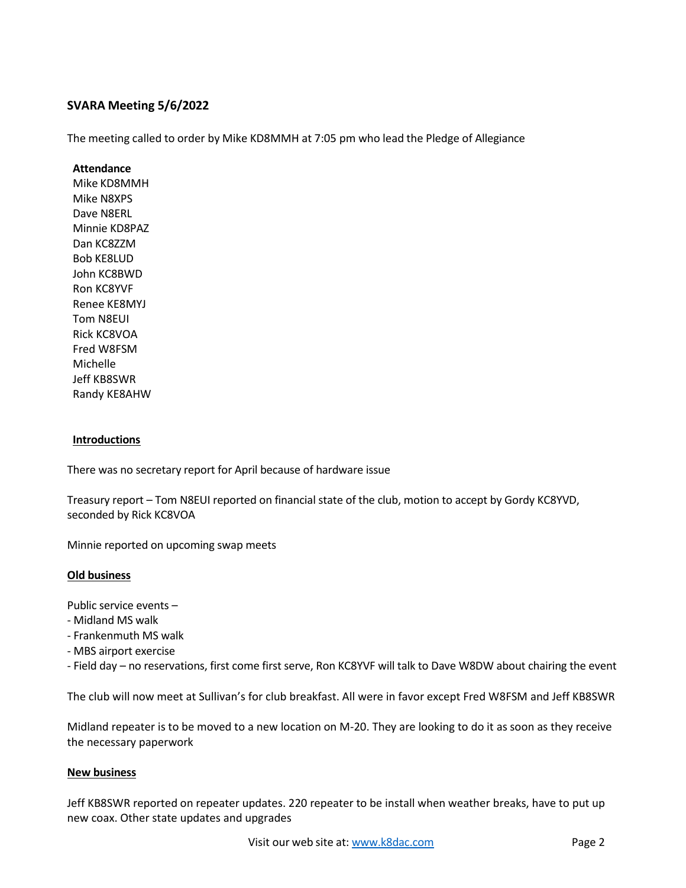## SVARA Meeting 5/6/2022

The meeting called to order by Mike KD8MMH at 7:05 pm who lead the Pledge of Allegiance

**Attendance**
Mike KD8MMH
Mike N8XPS
Dave N8ERL
Minnie KD8PAZ
Dan KC8ZZM
Bob KE8LUD
John KC8BWD
Ron KC8YVF
Renee KE8MYJ
Tom N8EUI
Rick KC8VOA
Fred W8FSM
Michelle
Jeff KB8SWR
Randy KE8AHW

**Introductions**

There was no secretary report for April because of hardware issue

Treasury report – Tom N8EUI reported on financial state of the club, motion to accept by Gordy KC8YVD, seconded by Rick KC8VOA

Minnie reported on upcoming swap meets

**Old business**

Public service events –
- Midland MS walk
- Frankenmuth MS walk
- MBS airport exercise
- Field day – no reservations, first come first serve, Ron KC8YVF will talk to Dave W8DW about chairing the event

The club will now meet at Sullivan's for club breakfast. All were in favor except Fred W8FSM and Jeff KB8SWR

Midland repeater is to be moved to a new location on M-20. They are looking to do it as soon as they receive the necessary paperwork

**New business**

Jeff KB8SWR reported on repeater updates. 220 repeater to be install when weather breaks, have to put up new coax. Other state updates and upgrades

Visit our web site at: [www.k8dac.com](www.k8dac.com)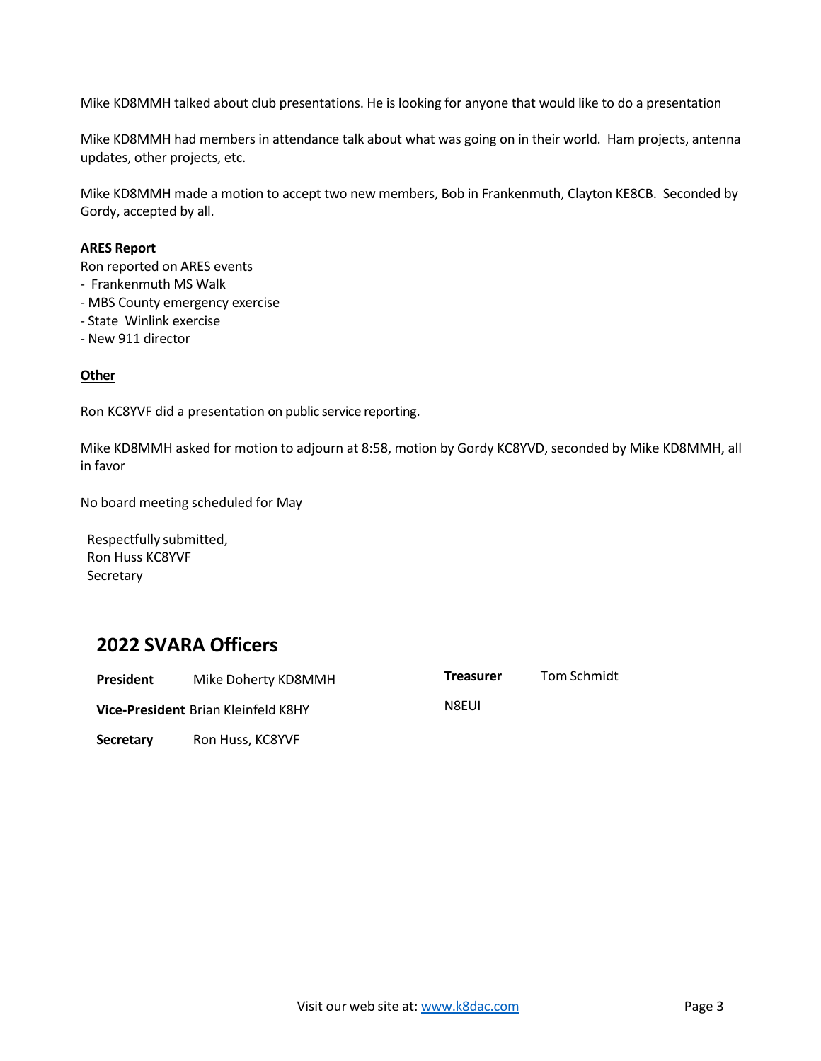Mike KD8MMH talked about club presentations. He is looking for anyone that would like to do a presentation

Mike KD8MMH had members in attendance talk about what was going on in their world. Ham projects, antenna updates, other projects, etc.

Mike KD8MMH made a motion to accept two new members, Bob in Frankenmuth, Clayton KE8CB. Seconded by Gordy, accepted by all.

**ARES Report**

Ron reported on ARES events

- Frankenmuth MS Walk
- MBS County emergency exercise
- State Winlink exercise
- New 911 director

**Other**

Ron KC8YVF did a presentation on public service reporting.

Mike KD8MMH asked for motion to adjourn at 8:58, motion by Gordy KC8YVD, seconded by Mike KD8MMH, all in favor

No board meeting scheduled for May

Respectfully submitted,
Ron Huss KC8YVF
Secretary

## 2022 SVARA Officers

| | | | |
|---|---|---|---|
| **President** | Mike Doherty KD8MMH | **Treasurer** | Tom Schmidt N8EUI |
| **Vice-President** | Brian Kleinfeld K8HY | | |
| **Secretary** | Ron Huss, KC8YVF | | |

Visit our web site at: [www.k8dac.com](http://www.k8dac.com)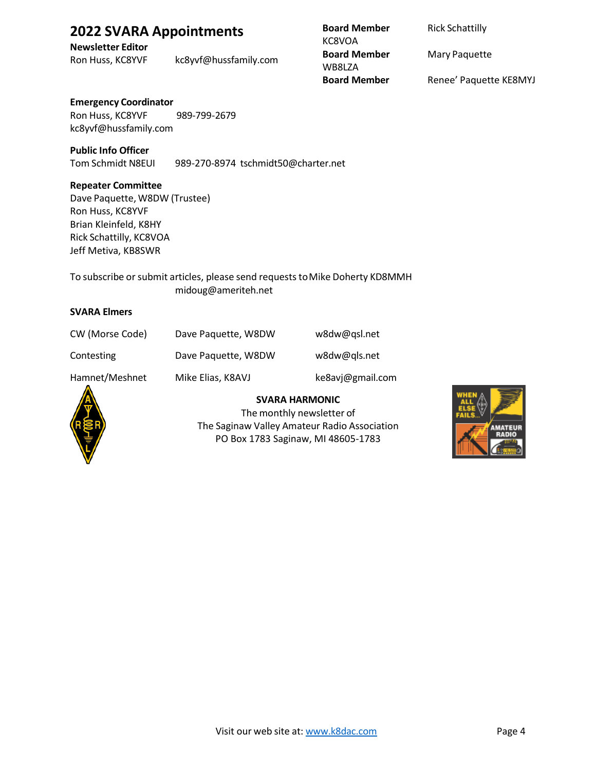## 2022 SVARA Appointments

**Newsletter Editor**
Ron Huss, KC8YVF kc8yvf@hussfamily.com

**Board Member** Rick Schattilly KC8VOA
**Board Member** Mary Paquette WB8LZA
**Board Member** Renee' Paquette KE8MYJ

**Emergency Coordinator**
Ron Huss, KC8YVF 989-799-2679
kc8yvf@hussfamily.com

**Public Info Officer**
Tom Schmidt N8EUI 989-270-8974 tschmidt50@charter.net

**Repeater Committee**
Dave Paquette, W8DW (Trustee)
Ron Huss, KC8YVF
Brian Kleinfeld, K8HY
Rick Schattilly, KC8VOA
Jeff Metiva, KB8SWR

To subscribe or submit articles, please send requests to Mike Doherty KD8MMH
midoug@ameriteh.net

**SVARA Elmers**

| | | |
|---|---|---|
| CW (Morse Code) | Dave Paquette, W8DW | w8dw@qsl.net |
| Contesting | Dave Paquette, W8DW | w8dw@qls.net |
| Hamnet/Meshnet | Mike Elias, K8AVJ | ke8avj@gmail.com |

**SVARA HARMONIC**
The monthly newsletter of
The Saginaw Valley Amateur Radio Association
PO Box 1783 Saginaw, MI 48605-1783

Visit our web site at: www.k8dac.com